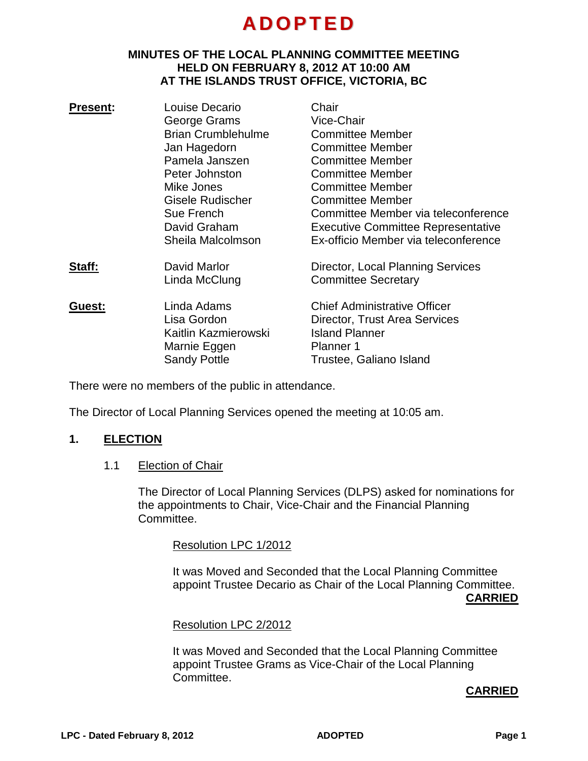# ADOPTED

**MINUTES OF THE LOCAL PLANNING COMMITTEE MEETING HELD ON FEBRUARY 8, 2012 AT 10:00 AM AT THE ISLANDS TRUST OFFICE, VICTORIA, BC**

| | | |
|---|---|---|
| **Present:** | Louise Decario | Chair |
| | George Grams | Vice-Chair |
| | Brian Crumblehulme | Committee Member |
| | Jan Hagedorn | Committee Member |
| | Pamela Janszen | Committee Member |
| | Peter Johnston | Committee Member |
| | Mike Jones | Committee Member |
| | Gisele Rudischer | Committee Member |
| | Sue French | Committee Member via teleconference |
| | David Graham | Executive Committee Representative |
| | Sheila Malcolmson | Ex-officio Member via teleconference |
| **Staff:** | David Marlor | Director, Local Planning Services |
| | Linda McClung | Committee Secretary |
| **Guest:** | Linda Adams | Chief Administrative Officer |
| | Lisa Gordon | Director, Trust Area Services |
| | Kaitlin Kazmierowski | Island Planner |
| | Marnie Eggen | Planner 1 |
| | Sandy Pottle | Trustee, Galiano Island |

There were no members of the public in attendance.

The Director of Local Planning Services opened the meeting at 10:05 am.

## 1. ELECTION

### 1.1 Election of Chair

The Director of Local Planning Services (DLPS) asked for nominations for the appointments to Chair, Vice-Chair and the Financial Planning Committee.

Resolution LPC 1/2012

It was Moved and Seconded that the Local Planning Committee appoint Trustee Decario as Chair of the Local Planning Committee.

**CARRIED**

Resolution LPC 2/2012

It was Moved and Seconded that the Local Planning Committee appoint Trustee Grams as Vice-Chair of the Local Planning Committee.

**CARRIED**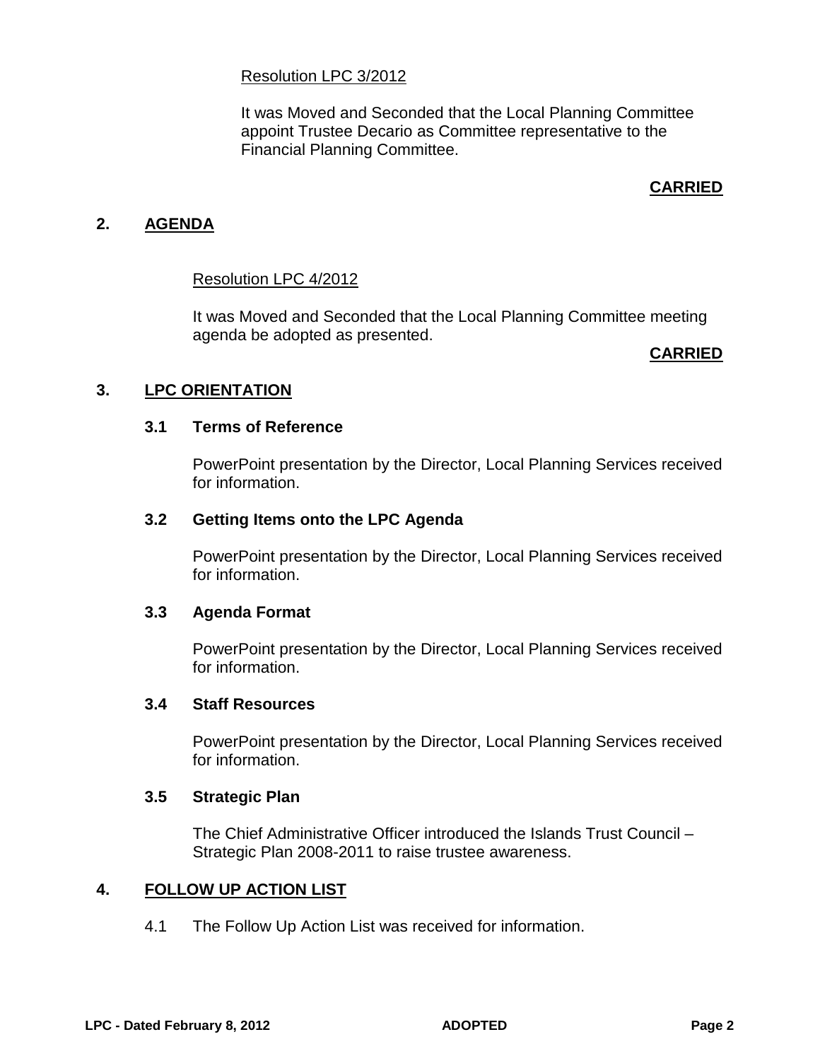Resolution LPC 3/2012

It was Moved and Seconded that the Local Planning Committee appoint Trustee Decario as Committee representative to the Financial Planning Committee.

**CARRIED**

## 2. AGENDA

Resolution LPC 4/2012

It was Moved and Seconded that the Local Planning Committee meeting agenda be adopted as presented.

**CARRIED**

## 3. LPC ORIENTATION

### 3.1 Terms of Reference

PowerPoint presentation by the Director, Local Planning Services received for information.

### 3.2 Getting Items onto the LPC Agenda

PowerPoint presentation by the Director, Local Planning Services received for information.

### 3.3 Agenda Format

PowerPoint presentation by the Director, Local Planning Services received for information.

### 3.4 Staff Resources

PowerPoint presentation by the Director, Local Planning Services received for information.

### 3.5 Strategic Plan

The Chief Administrative Officer introduced the Islands Trust Council – Strategic Plan 2008-2011 to raise trustee awareness.

## 4. FOLLOW UP ACTION LIST

4.1 The Follow Up Action List was received for information.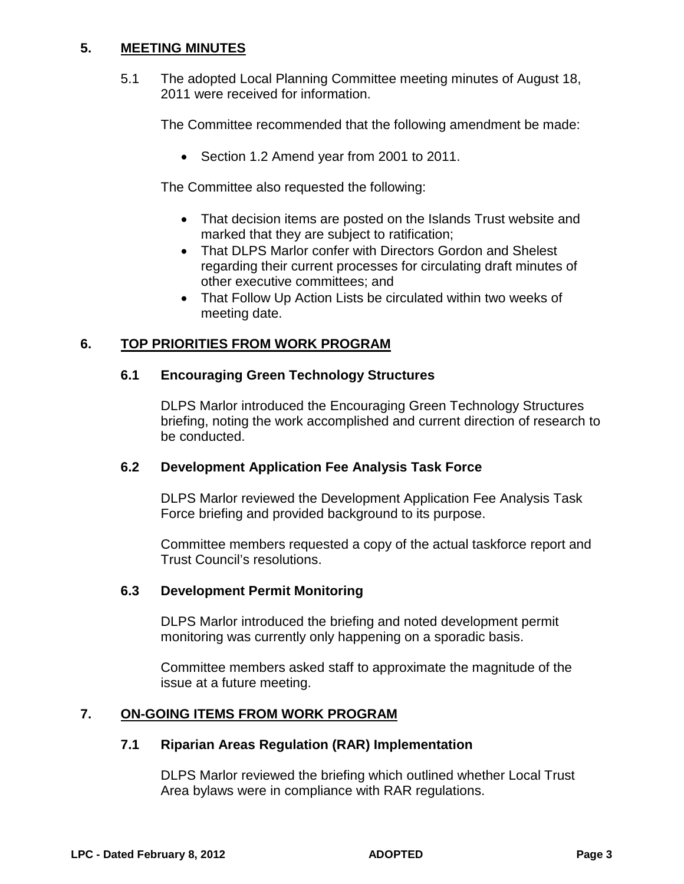## 5. MEETING MINUTES

5.1 The adopted Local Planning Committee meeting minutes of August 18, 2011 were received for information.

The Committee recommended that the following amendment be made:

- Section 1.2 Amend year from 2001 to 2011.

The Committee also requested the following:

- That decision items are posted on the Islands Trust website and marked that they are subject to ratification;
- That DLPS Marlor confer with Directors Gordon and Shelest regarding their current processes for circulating draft minutes of other executive committees; and
- That Follow Up Action Lists be circulated within two weeks of meeting date.

## 6. TOP PRIORITIES FROM WORK PROGRAM

### 6.1 Encouraging Green Technology Structures

DLPS Marlor introduced the Encouraging Green Technology Structures briefing, noting the work accomplished and current direction of research to be conducted.

### 6.2 Development Application Fee Analysis Task Force

DLPS Marlor reviewed the Development Application Fee Analysis Task Force briefing and provided background to its purpose.

Committee members requested a copy of the actual taskforce report and Trust Council's resolutions.

### 6.3 Development Permit Monitoring

DLPS Marlor introduced the briefing and noted development permit monitoring was currently only happening on a sporadic basis.

Committee members asked staff to approximate the magnitude of the issue at a future meeting.

## 7. ON-GOING ITEMS FROM WORK PROGRAM

### 7.1 Riparian Areas Regulation (RAR) Implementation

DLPS Marlor reviewed the briefing which outlined whether Local Trust Area bylaws were in compliance with RAR regulations.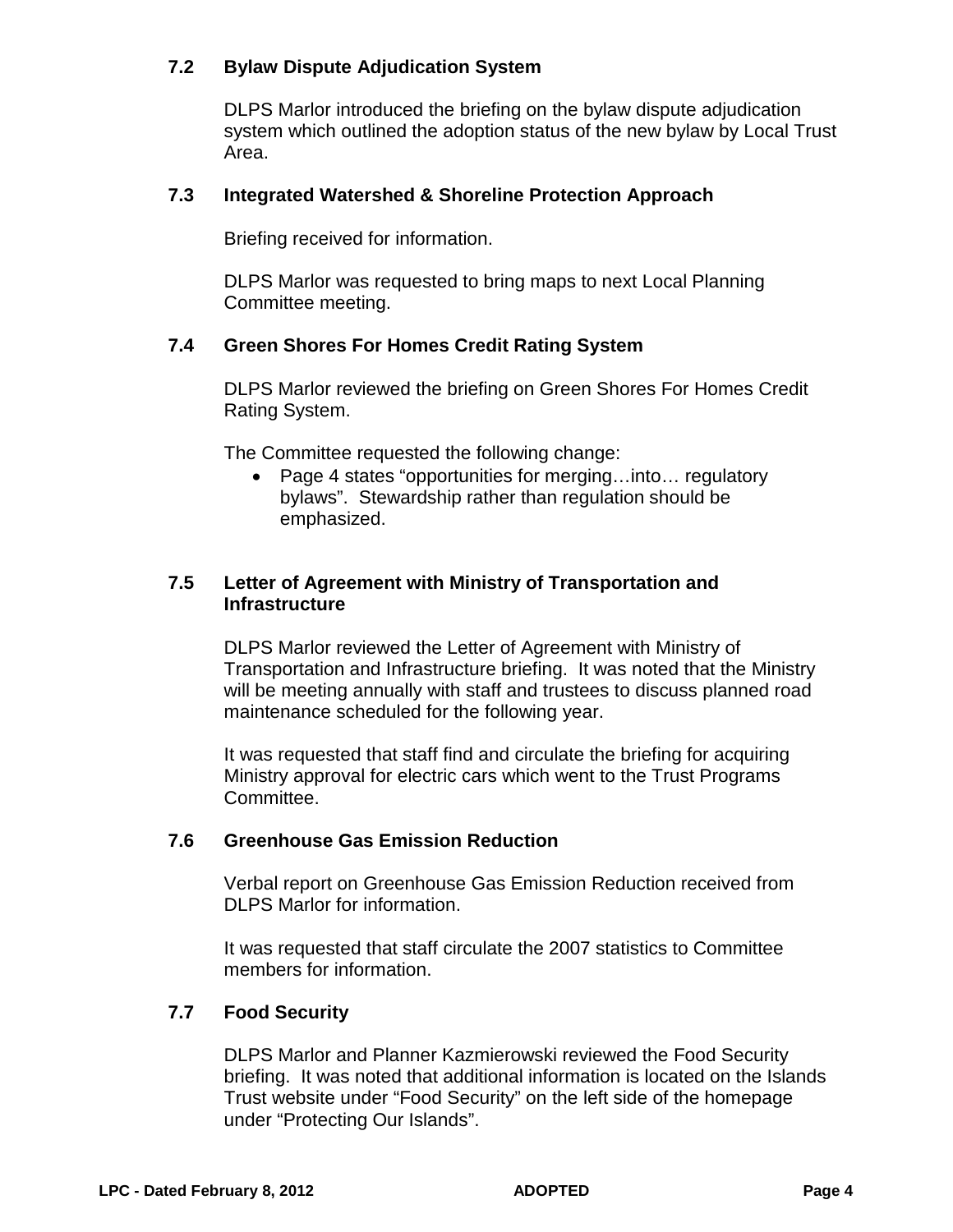### 7.2 Bylaw Dispute Adjudication System

DLPS Marlor introduced the briefing on the bylaw dispute adjudication system which outlined the adoption status of the new bylaw by Local Trust Area.

### 7.3 Integrated Watershed & Shoreline Protection Approach

Briefing received for information.

DLPS Marlor was requested to bring maps to next Local Planning Committee meeting.

### 7.4 Green Shores For Homes Credit Rating System

DLPS Marlor reviewed the briefing on Green Shores For Homes Credit Rating System.

The Committee requested the following change:

- Page 4 states "opportunities for merging…into… regulatory bylaws". Stewardship rather than regulation should be emphasized.

### 7.5 Letter of Agreement with Ministry of Transportation and Infrastructure

DLPS Marlor reviewed the Letter of Agreement with Ministry of Transportation and Infrastructure briefing. It was noted that the Ministry will be meeting annually with staff and trustees to discuss planned road maintenance scheduled for the following year.

It was requested that staff find and circulate the briefing for acquiring Ministry approval for electric cars which went to the Trust Programs Committee.

### 7.6 Greenhouse Gas Emission Reduction

Verbal report on Greenhouse Gas Emission Reduction received from DLPS Marlor for information.

It was requested that staff circulate the 2007 statistics to Committee members for information.

### 7.7 Food Security

DLPS Marlor and Planner Kazmierowski reviewed the Food Security briefing. It was noted that additional information is located on the Islands Trust website under "Food Security" on the left side of the homepage under "Protecting Our Islands".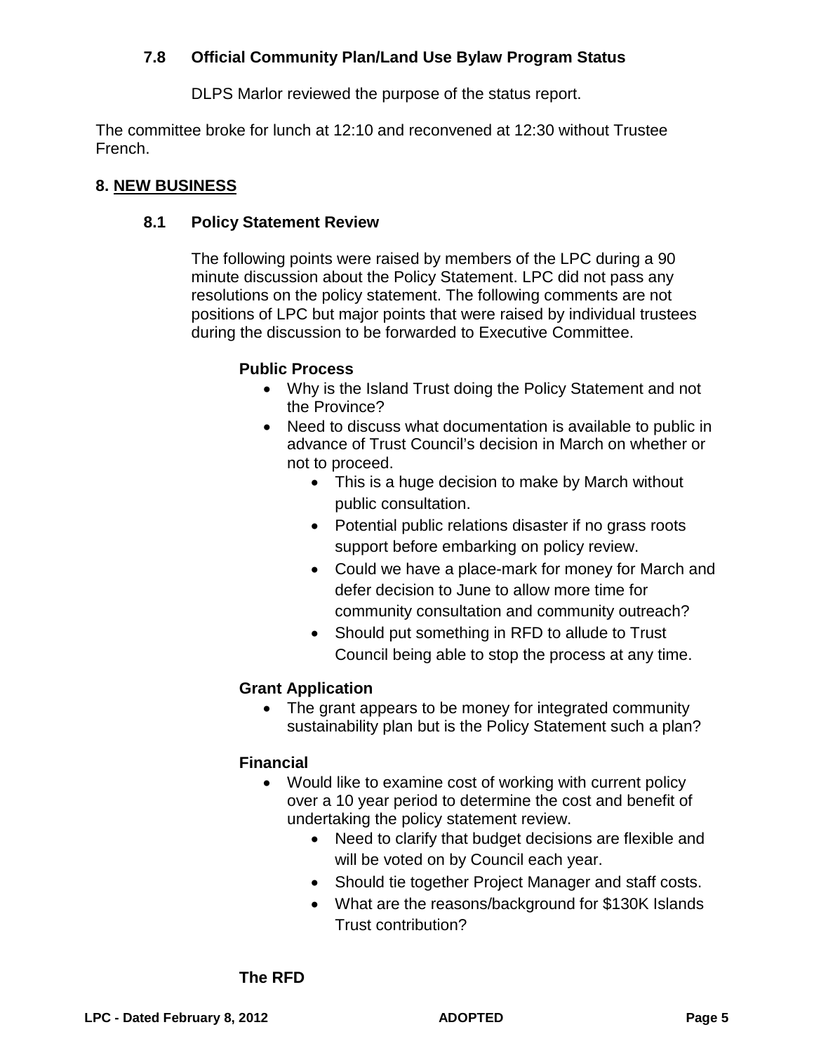### 7.8 Official Community Plan/Land Use Bylaw Program Status

DLPS Marlor reviewed the purpose of the status report.

The committee broke for lunch at 12:10 and reconvened at 12:30 without Trustee French.

## 8. NEW BUSINESS

### 8.1 Policy Statement Review

The following points were raised by members of the LPC during a 90 minute discussion about the Policy Statement. LPC did not pass any resolutions on the policy statement. The following comments are not positions of LPC but major points that were raised by individual trustees during the discussion to be forwarded to Executive Committee.

**Public Process**

- Why is the Island Trust doing the Policy Statement and not the Province?
- Need to discuss what documentation is available to public in advance of Trust Council's decision in March on whether or not to proceed.
  - This is a huge decision to make by March without public consultation.
  - Potential public relations disaster if no grass roots support before embarking on policy review.
  - Could we have a place-mark for money for March and defer decision to June to allow more time for community consultation and community outreach?
  - Should put something in RFD to allude to Trust Council being able to stop the process at any time.

**Grant Application**

- The grant appears to be money for integrated community sustainability plan but is the Policy Statement such a plan?

**Financial**

- Would like to examine cost of working with current policy over a 10 year period to determine the cost and benefit of undertaking the policy statement review.
  - Need to clarify that budget decisions are flexible and will be voted on by Council each year.
  - Should tie together Project Manager and staff costs.
  - What are the reasons/background for $130K Islands Trust contribution?

**The RFD**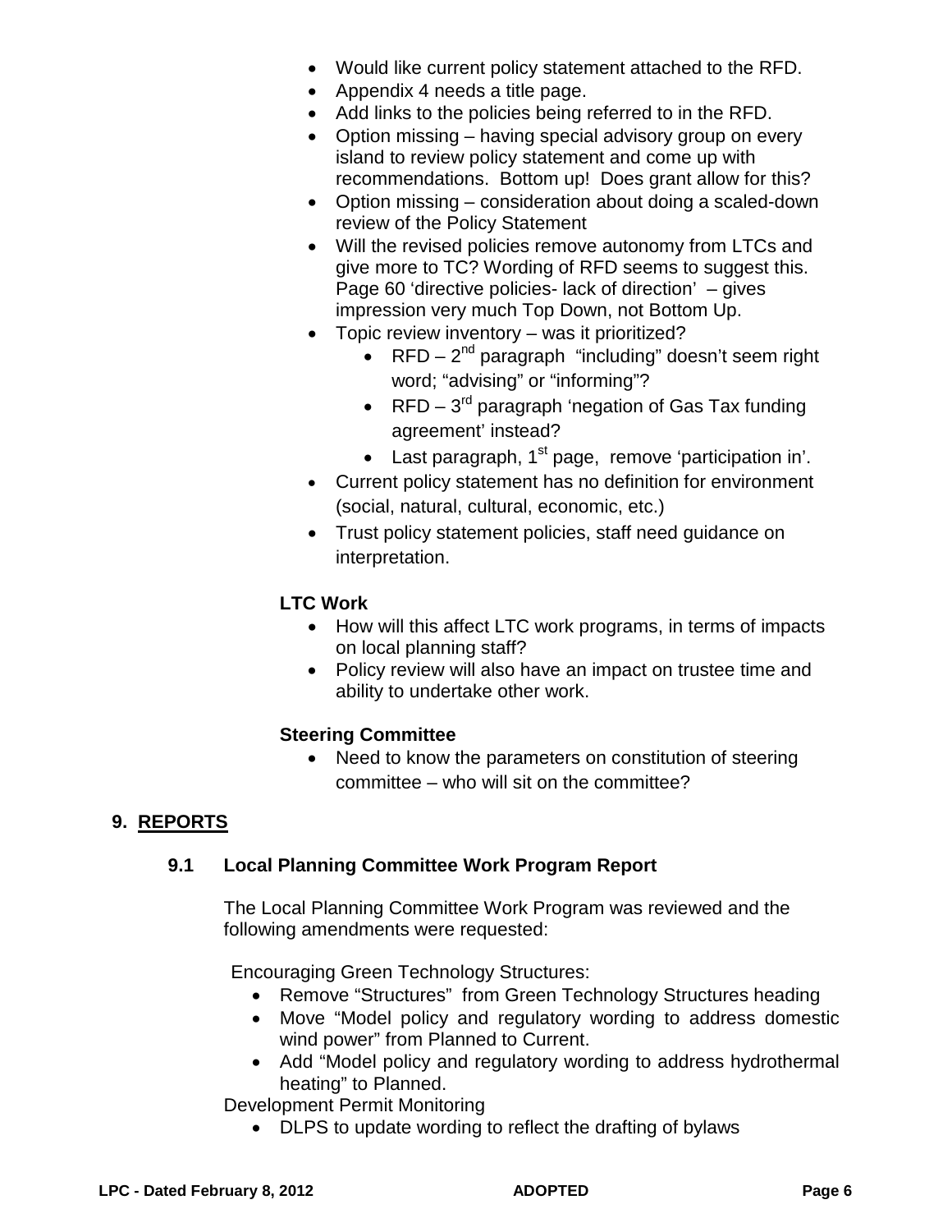- Would like current policy statement attached to the RFD.
- Appendix 4 needs a title page.
- Add links to the policies being referred to in the RFD.
- Option missing – having special advisory group on every island to review policy statement and come up with recommendations. Bottom up! Does grant allow for this?
- Option missing – consideration about doing a scaled-down review of the Policy Statement
- Will the revised policies remove autonomy from LTCs and give more to TC? Wording of RFD seems to suggest this. Page 60 'directive policies- lack of direction' – gives impression very much Top Down, not Bottom Up.
- Topic review inventory – was it prioritized?
  - RFD – 2nd paragraph "including" doesn't seem right word; "advising" or "informing"?
  - RFD – 3rd paragraph 'negation of Gas Tax funding agreement' instead?
  - Last paragraph, 1st page, remove 'participation in'.
- Current policy statement has no definition for environment (social, natural, cultural, economic, etc.)
- Trust policy statement policies, staff need guidance on interpretation.

**LTC Work**

- How will this affect LTC work programs, in terms of impacts on local planning staff?
- Policy review will also have an impact on trustee time and ability to undertake other work.

**Steering Committee**

- Need to know the parameters on constitution of steering committee – who will sit on the committee?

## 9. REPORTS

### 9.1 Local Planning Committee Work Program Report

The Local Planning Committee Work Program was reviewed and the following amendments were requested:

Encouraging Green Technology Structures:

- Remove "Structures" from Green Technology Structures heading
- Move "Model policy and regulatory wording to address domestic wind power" from Planned to Current.
- Add "Model policy and regulatory wording to address hydrothermal heating" to Planned.

Development Permit Monitoring

- DLPS to update wording to reflect the drafting of bylaws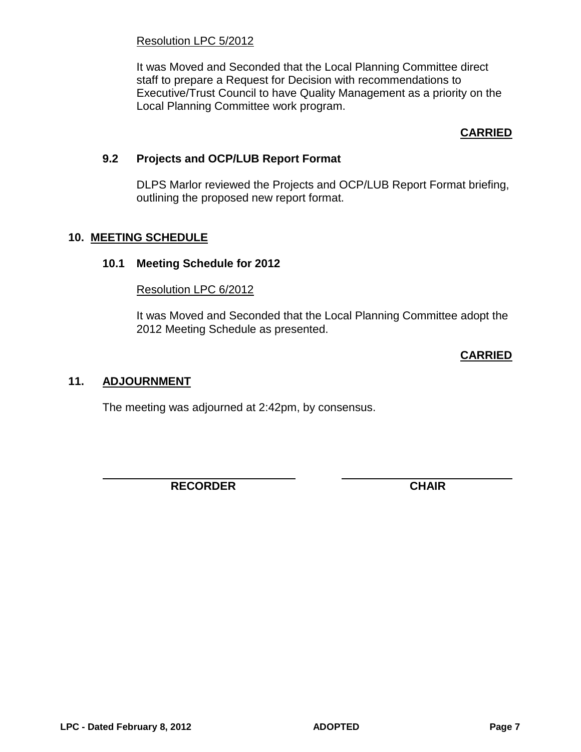Resolution LPC 5/2012

It was Moved and Seconded that the Local Planning Committee direct staff to prepare a Request for Decision with recommendations to Executive/Trust Council to have Quality Management as a priority on the Local Planning Committee work program.

**CARRIED**

### 9.2 Projects and OCP/LUB Report Format

DLPS Marlor reviewed the Projects and OCP/LUB Report Format briefing, outlining the proposed new report format.

## 10. MEETING SCHEDULE

### 10.1 Meeting Schedule for 2012

Resolution LPC 6/2012

It was Moved and Seconded that the Local Planning Committee adopt the 2012 Meeting Schedule as presented.

**CARRIED**

## 11. ADJOURNMENT

The meeting was adjourned at 2:42pm, by consensus.

______________________________ ______________________________

**RECORDER** **CHAIR**